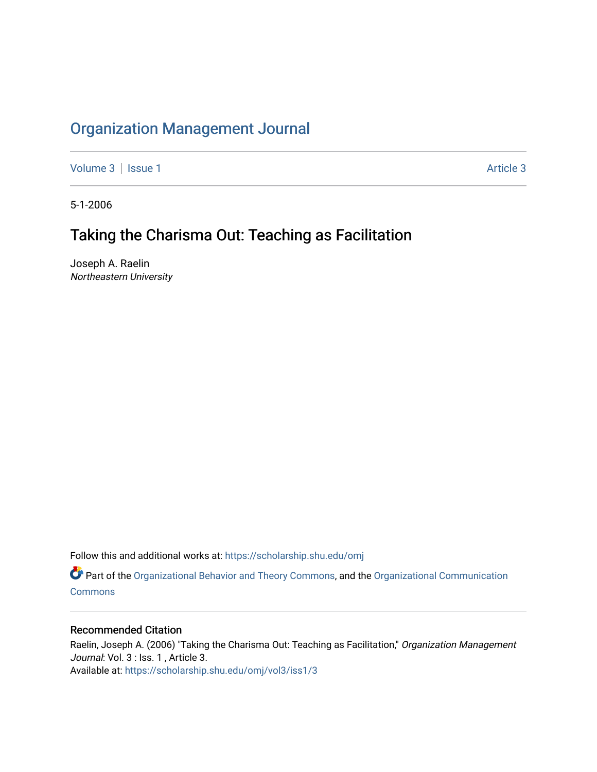# Organization Management Journal

Volume 3 | Issue 1 Article 3

5-1-2006

## Taking the Charisma Out: Teaching as Facilitation

Joseph A. Raelin
*Northeastern University*

Follow this and additional works at: https://scholarship.shu.edu/omj

Part of the Organizational Behavior and Theory Commons, and the Organizational Communication Commons

### Recommended Citation

Raelin, Joseph A. (2006) "Taking the Charisma Out: Teaching as Facilitation," *Organization Management Journal*: Vol. 3 : Iss. 1 , Article 3.
Available at: https://scholarship.shu.edu/omj/vol3/iss1/3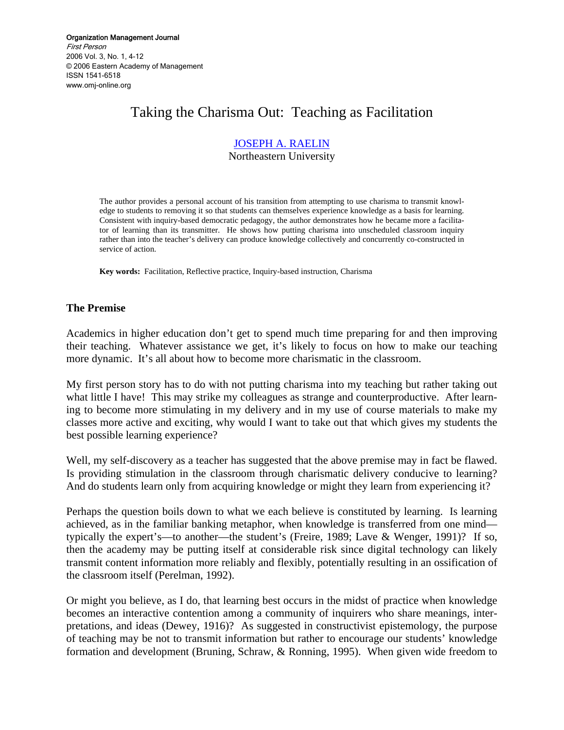# Taking the Charisma Out: Teaching as Facilitation

JOSEPH A. RAELIN
Northeastern University

The author provides a personal account of his transition from attempting to use charisma to transmit knowledge to students to removing it so that students can themselves experience knowledge as a basis for learning. Consistent with inquiry-based democratic pedagogy, the author demonstrates how he became more a facilitator of learning than its transmitter. He shows how putting charisma into unscheduled classroom inquiry rather than into the teacher's delivery can produce knowledge collectively and concurrently co-constructed in service of action.

**Key words:** Facilitation, Reflective practice, Inquiry-based instruction, Charisma

## The Premise

Academics in higher education don't get to spend much time preparing for and then improving their teaching. Whatever assistance we get, it's likely to focus on how to make our teaching more dynamic. It's all about how to become more charismatic in the classroom.

My first person story has to do with not putting charisma into my teaching but rather taking out what little I have! This may strike my colleagues as strange and counterproductive. After learning to become more stimulating in my delivery and in my use of course materials to make my classes more active and exciting, why would I want to take out that which gives my students the best possible learning experience?

Well, my self-discovery as a teacher has suggested that the above premise may in fact be flawed. Is providing stimulation in the classroom through charismatic delivery conducive to learning? And do students learn only from acquiring knowledge or might they learn from experiencing it?

Perhaps the question boils down to what we each believe is constituted by learning. Is learning achieved, as in the familiar banking metaphor, when knowledge is transferred from one mind—typically the expert's—to another—the student's (Freire, 1989; Lave & Wenger, 1991)? If so, then the academy may be putting itself at considerable risk since digital technology can likely transmit content information more reliably and flexibly, potentially resulting in an ossification of the classroom itself (Perelman, 1992).

Or might you believe, as I do, that learning best occurs in the midst of practice when knowledge becomes an interactive contention among a community of inquirers who share meanings, interpretations, and ideas (Dewey, 1916)? As suggested in constructivist epistemology, the purpose of teaching may be not to transmit information but rather to encourage our students' knowledge formation and development (Bruning, Schraw, & Ronning, 1995). When given wide freedom to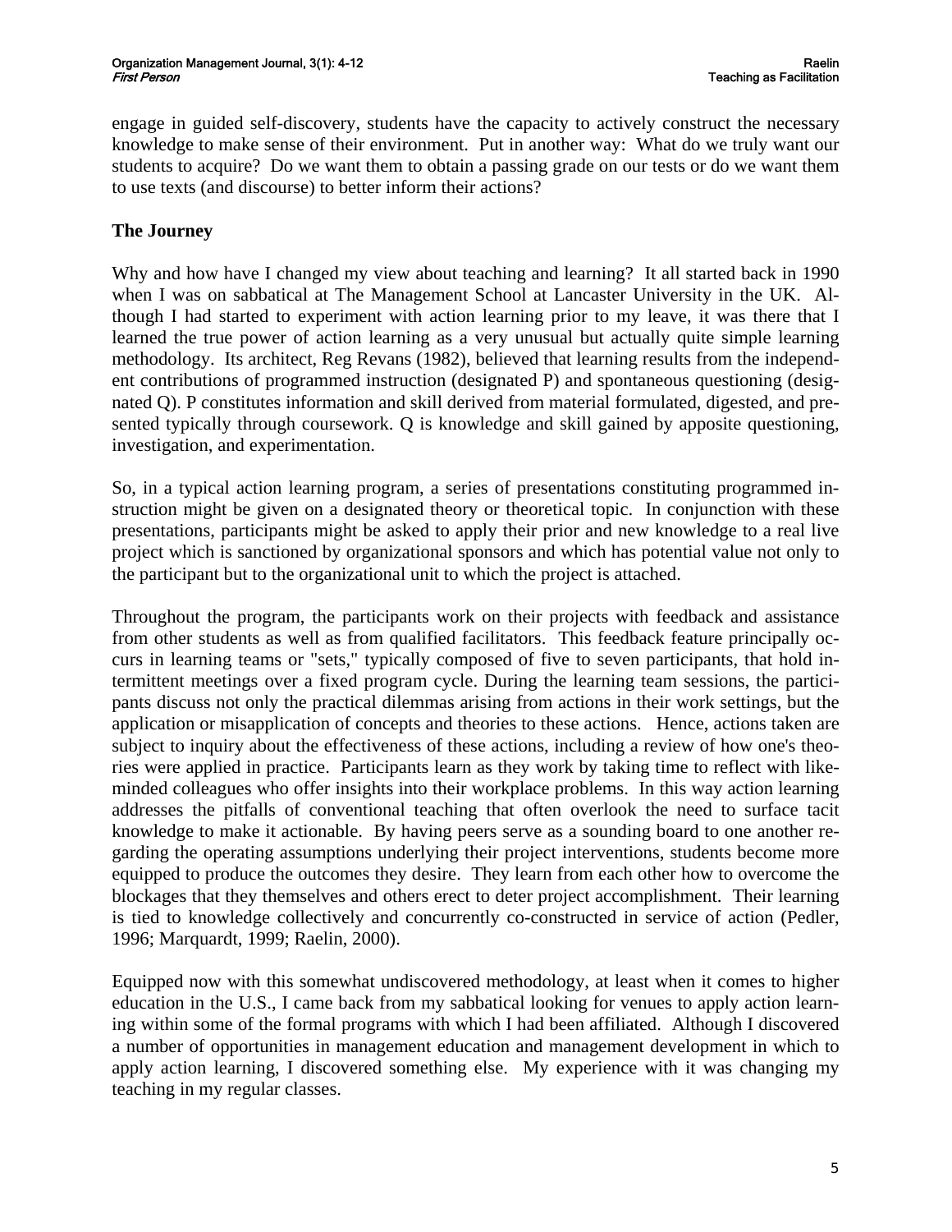engage in guided self-discovery, students have the capacity to actively construct the necessary knowledge to make sense of their environment. Put in another way: What do we truly want our students to acquire? Do we want them to obtain a passing grade on our tests or do we want them to use texts (and discourse) to better inform their actions?

## The Journey

Why and how have I changed my view about teaching and learning? It all started back in 1990 when I was on sabbatical at The Management School at Lancaster University in the UK. Although I had started to experiment with action learning prior to my leave, it was there that I learned the true power of action learning as a very unusual but actually quite simple learning methodology. Its architect, Reg Revans (1982), believed that learning results from the independent contributions of programmed instruction (designated P) and spontaneous questioning (designated Q). P constitutes information and skill derived from material formulated, digested, and presented typically through coursework. Q is knowledge and skill gained by apposite questioning, investigation, and experimentation.

So, in a typical action learning program, a series of presentations constituting programmed instruction might be given on a designated theory or theoretical topic. In conjunction with these presentations, participants might be asked to apply their prior and new knowledge to a real live project which is sanctioned by organizational sponsors and which has potential value not only to the participant but to the organizational unit to which the project is attached.

Throughout the program, the participants work on their projects with feedback and assistance from other students as well as from qualified facilitators. This feedback feature principally occurs in learning teams or "sets," typically composed of five to seven participants, that hold intermittent meetings over a fixed program cycle. During the learning team sessions, the participants discuss not only the practical dilemmas arising from actions in their work settings, but the application or misapplication of concepts and theories to these actions. Hence, actions taken are subject to inquiry about the effectiveness of these actions, including a review of how one's theories were applied in practice. Participants learn as they work by taking time to reflect with like-minded colleagues who offer insights into their workplace problems. In this way action learning addresses the pitfalls of conventional teaching that often overlook the need to surface tacit knowledge to make it actionable. By having peers serve as a sounding board to one another regarding the operating assumptions underlying their project interventions, students become more equipped to produce the outcomes they desire. They learn from each other how to overcome the blockages that they themselves and others erect to deter project accomplishment. Their learning is tied to knowledge collectively and concurrently co-constructed in service of action (Pedler, 1996; Marquardt, 1999; Raelin, 2000).

Equipped now with this somewhat undiscovered methodology, at least when it comes to higher education in the U.S., I came back from my sabbatical looking for venues to apply action learning within some of the formal programs with which I had been affiliated. Although I discovered a number of opportunities in management education and management development in which to apply action learning, I discovered something else. My experience with it was changing my teaching in my regular classes.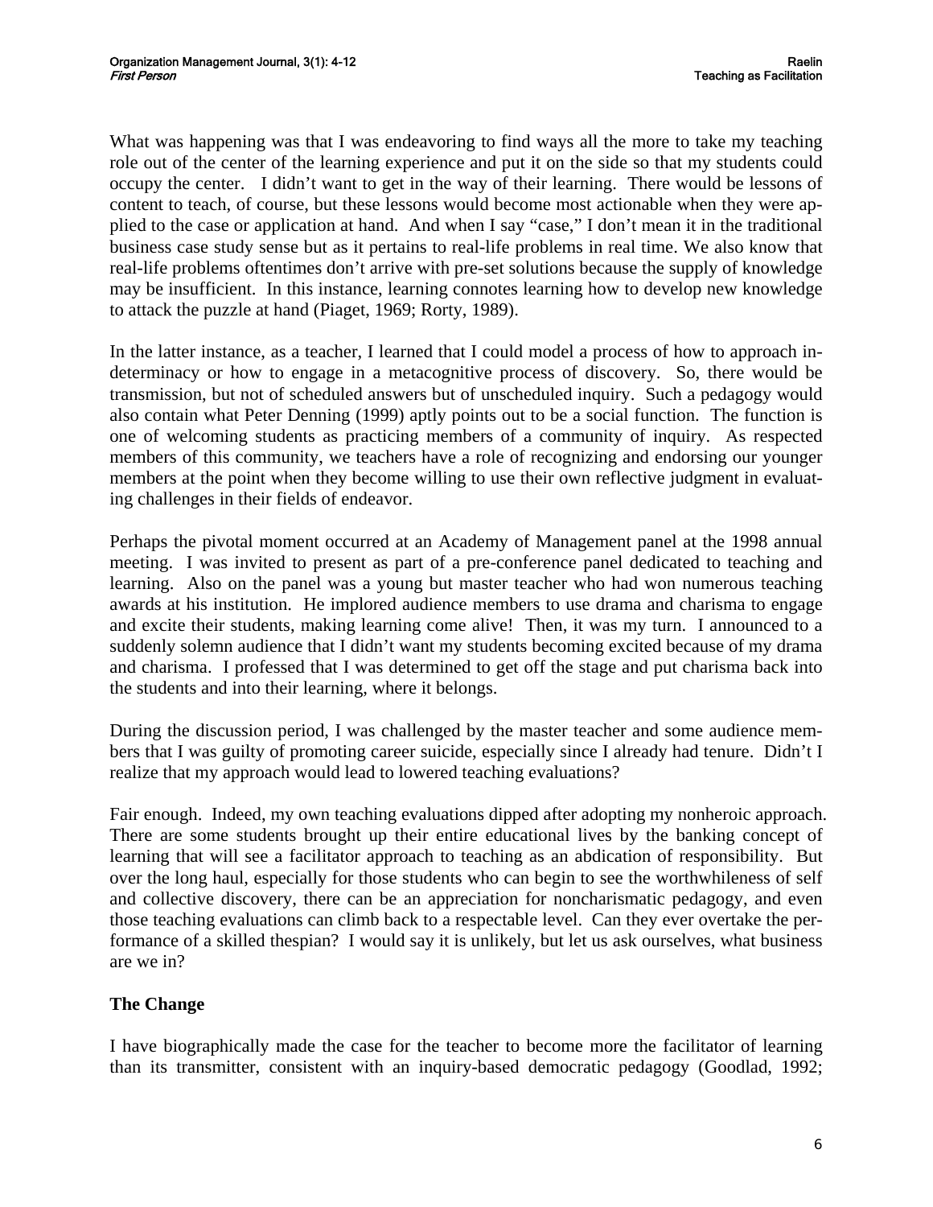What was happening was that I was endeavoring to find ways all the more to take my teaching role out of the center of the learning experience and put it on the side so that my students could occupy the center. I didn't want to get in the way of their learning. There would be lessons of content to teach, of course, but these lessons would become most actionable when they were applied to the case or application at hand. And when I say "case," I don't mean it in the traditional business case study sense but as it pertains to real-life problems in real time. We also know that real-life problems oftentimes don't arrive with pre-set solutions because the supply of knowledge may be insufficient. In this instance, learning connotes learning how to develop new knowledge to attack the puzzle at hand (Piaget, 1969; Rorty, 1989).

In the latter instance, as a teacher, I learned that I could model a process of how to approach indeterminacy or how to engage in a metacognitive process of discovery. So, there would be transmission, but not of scheduled answers but of unscheduled inquiry. Such a pedagogy would also contain what Peter Denning (1999) aptly points out to be a social function. The function is one of welcoming students as practicing members of a community of inquiry. As respected members of this community, we teachers have a role of recognizing and endorsing our younger members at the point when they become willing to use their own reflective judgment in evaluating challenges in their fields of endeavor.

Perhaps the pivotal moment occurred at an Academy of Management panel at the 1998 annual meeting. I was invited to present as part of a pre-conference panel dedicated to teaching and learning. Also on the panel was a young but master teacher who had won numerous teaching awards at his institution. He implored audience members to use drama and charisma to engage and excite their students, making learning come alive! Then, it was my turn. I announced to a suddenly solemn audience that I didn't want my students becoming excited because of my drama and charisma. I professed that I was determined to get off the stage and put charisma back into the students and into their learning, where it belongs.

During the discussion period, I was challenged by the master teacher and some audience members that I was guilty of promoting career suicide, especially since I already had tenure. Didn't I realize that my approach would lead to lowered teaching evaluations?

Fair enough. Indeed, my own teaching evaluations dipped after adopting my nonheroic approach. There are some students brought up their entire educational lives by the banking concept of learning that will see a facilitator approach to teaching as an abdication of responsibility. But over the long haul, especially for those students who can begin to see the worthwhileness of self and collective discovery, there can be an appreciation for noncharismatic pedagogy, and even those teaching evaluations can climb back to a respectable level. Can they ever overtake the performance of a skilled thespian? I would say it is unlikely, but let us ask ourselves, what business are we in?

## The Change

I have biographically made the case for the teacher to become more the facilitator of learning than its transmitter, consistent with an inquiry-based democratic pedagogy (Goodlad, 1992;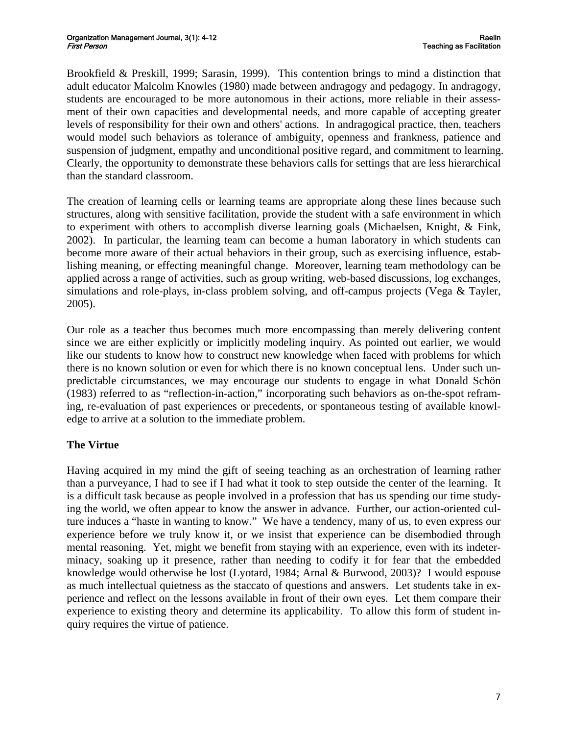Brookfield & Preskill, 1999; Sarasin, 1999). This contention brings to mind a distinction that adult educator Malcolm Knowles (1980) made between andragogy and pedagogy. In andragogy, students are encouraged to be more autonomous in their actions, more reliable in their assessment of their own capacities and developmental needs, and more capable of accepting greater levels of responsibility for their own and others' actions. In andragogical practice, then, teachers would model such behaviors as tolerance of ambiguity, openness and frankness, patience and suspension of judgment, empathy and unconditional positive regard, and commitment to learning. Clearly, the opportunity to demonstrate these behaviors calls for settings that are less hierarchical than the standard classroom.

The creation of learning cells or learning teams are appropriate along these lines because such structures, along with sensitive facilitation, provide the student with a safe environment in which to experiment with others to accomplish diverse learning goals (Michaelsen, Knight, & Fink, 2002). In particular, the learning team can become a human laboratory in which students can become more aware of their actual behaviors in their group, such as exercising influence, establishing meaning, or effecting meaningful change. Moreover, learning team methodology can be applied across a range of activities, such as group writing, web-based discussions, log exchanges, simulations and role-plays, in-class problem solving, and off-campus projects (Vega & Tayler, 2005).

Our role as a teacher thus becomes much more encompassing than merely delivering content since we are either explicitly or implicitly modeling inquiry. As pointed out earlier, we would like our students to know how to construct new knowledge when faced with problems for which there is no known solution or even for which there is no known conceptual lens. Under such unpredictable circumstances, we may encourage our students to engage in what Donald Schön (1983) referred to as "reflection-in-action," incorporating such behaviors as on-the-spot reframing, re-evaluation of past experiences or precedents, or spontaneous testing of available knowledge to arrive at a solution to the immediate problem.

## The Virtue

Having acquired in my mind the gift of seeing teaching as an orchestration of learning rather than a purveyance, I had to see if I had what it took to step outside the center of the learning. It is a difficult task because as people involved in a profession that has us spending our time studying the world, we often appear to know the answer in advance. Further, our action-oriented culture induces a "haste in wanting to know." We have a tendency, many of us, to even express our experience before we truly know it, or we insist that experience can be disembodied through mental reasoning. Yet, might we benefit from staying with an experience, even with its indeterminacy, soaking up it presence, rather than needing to codify it for fear that the embedded knowledge would otherwise be lost (Lyotard, 1984; Arnal & Burwood, 2003)? I would espouse as much intellectual quietness as the staccato of questions and answers. Let students take in experience and reflect on the lessons available in front of their own eyes. Let them compare their experience to existing theory and determine its applicability. To allow this form of student inquiry requires the virtue of patience.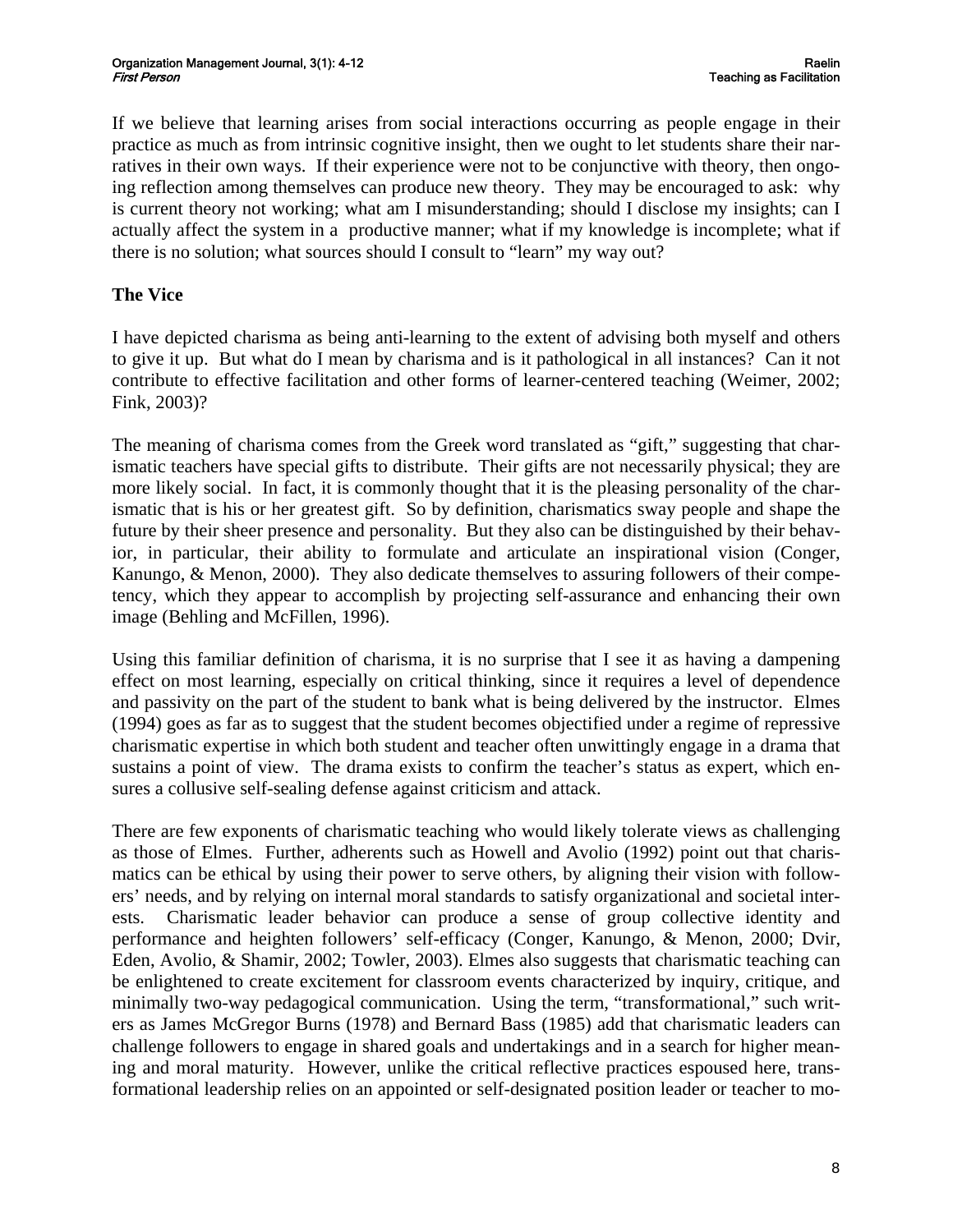If we believe that learning arises from social interactions occurring as people engage in their practice as much as from intrinsic cognitive insight, then we ought to let students share their narratives in their own ways. If their experience were not to be conjunctive with theory, then ongoing reflection among themselves can produce new theory. They may be encouraged to ask: why is current theory not working; what am I misunderstanding; should I disclose my insights; can I actually affect the system in a productive manner; what if my knowledge is incomplete; what if there is no solution; what sources should I consult to "learn" my way out?

## The Vice

I have depicted charisma as being anti-learning to the extent of advising both myself and others to give it up. But what do I mean by charisma and is it pathological in all instances? Can it not contribute to effective facilitation and other forms of learner-centered teaching (Weimer, 2002; Fink, 2003)?

The meaning of charisma comes from the Greek word translated as "gift," suggesting that charismatic teachers have special gifts to distribute. Their gifts are not necessarily physical; they are more likely social. In fact, it is commonly thought that it is the pleasing personality of the charismatic that is his or her greatest gift. So by definition, charismatics sway people and shape the future by their sheer presence and personality. But they also can be distinguished by their behavior, in particular, their ability to formulate and articulate an inspirational vision (Conger, Kanungo, & Menon, 2000). They also dedicate themselves to assuring followers of their competency, which they appear to accomplish by projecting self-assurance and enhancing their own image (Behling and McFillen, 1996).

Using this familiar definition of charisma, it is no surprise that I see it as having a dampening effect on most learning, especially on critical thinking, since it requires a level of dependence and passivity on the part of the student to bank what is being delivered by the instructor. Elmes (1994) goes as far as to suggest that the student becomes objectified under a regime of repressive charismatic expertise in which both student and teacher often unwittingly engage in a drama that sustains a point of view. The drama exists to confirm the teacher's status as expert, which ensures a collusive self-sealing defense against criticism and attack.

There are few exponents of charismatic teaching who would likely tolerate views as challenging as those of Elmes. Further, adherents such as Howell and Avolio (1992) point out that charismatics can be ethical by using their power to serve others, by aligning their vision with followers' needs, and by relying on internal moral standards to satisfy organizational and societal interests. Charismatic leader behavior can produce a sense of group collective identity and performance and heighten followers' self-efficacy (Conger, Kanungo, & Menon, 2000; Dvir, Eden, Avolio, & Shamir, 2002; Towler, 2003). Elmes also suggests that charismatic teaching can be enlightened to create excitement for classroom events characterized by inquiry, critique, and minimally two-way pedagogical communication. Using the term, "transformational," such writers as James McGregor Burns (1978) and Bernard Bass (1985) add that charismatic leaders can challenge followers to engage in shared goals and undertakings and in a search for higher meaning and moral maturity. However, unlike the critical reflective practices espoused here, transformational leadership relies on an appointed or self-designated position leader or teacher to mo-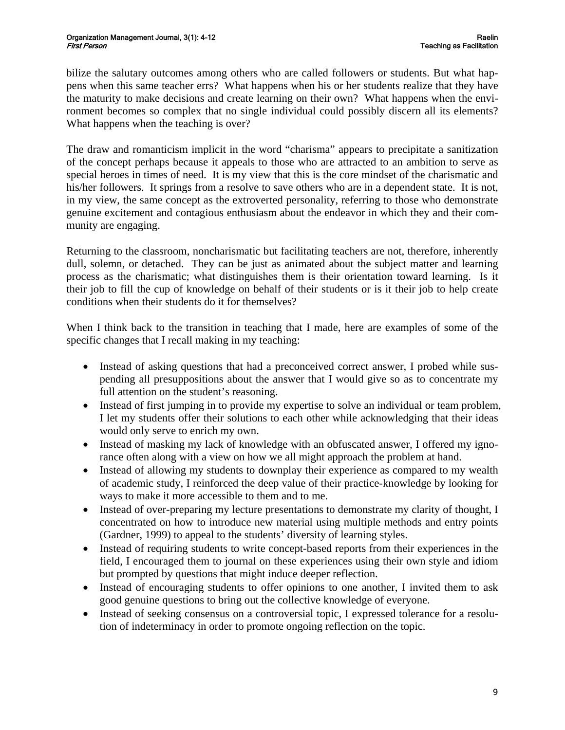bilize the salutary outcomes among others who are called followers or students. But what happens when this same teacher errs? What happens when his or her students realize that they have the maturity to make decisions and create learning on their own? What happens when the environment becomes so complex that no single individual could possibly discern all its elements? What happens when the teaching is over?

The draw and romanticism implicit in the word "charisma" appears to precipitate a sanitization of the concept perhaps because it appeals to those who are attracted to an ambition to serve as special heroes in times of need. It is my view that this is the core mindset of the charismatic and his/her followers. It springs from a resolve to save others who are in a dependent state. It is not, in my view, the same concept as the extroverted personality, referring to those who demonstrate genuine excitement and contagious enthusiasm about the endeavor in which they and their community are engaging.

Returning to the classroom, noncharismatic but facilitating teachers are not, therefore, inherently dull, solemn, or detached. They can be just as animated about the subject matter and learning process as the charismatic; what distinguishes them is their orientation toward learning. Is it their job to fill the cup of knowledge on behalf of their students or is it their job to help create conditions when their students do it for themselves?

When I think back to the transition in teaching that I made, here are examples of some of the specific changes that I recall making in my teaching:

- Instead of asking questions that had a preconceived correct answer, I probed while suspending all presuppositions about the answer that I would give so as to concentrate my full attention on the student's reasoning.
- Instead of first jumping in to provide my expertise to solve an individual or team problem, I let my students offer their solutions to each other while acknowledging that their ideas would only serve to enrich my own.
- Instead of masking my lack of knowledge with an obfuscated answer, I offered my ignorance often along with a view on how we all might approach the problem at hand.
- Instead of allowing my students to downplay their experience as compared to my wealth of academic study, I reinforced the deep value of their practice-knowledge by looking for ways to make it more accessible to them and to me.
- Instead of over-preparing my lecture presentations to demonstrate my clarity of thought, I concentrated on how to introduce new material using multiple methods and entry points (Gardner, 1999) to appeal to the students' diversity of learning styles.
- Instead of requiring students to write concept-based reports from their experiences in the field, I encouraged them to journal on these experiences using their own style and idiom but prompted by questions that might induce deeper reflection.
- Instead of encouraging students to offer opinions to one another, I invited them to ask good genuine questions to bring out the collective knowledge of everyone.
- Instead of seeking consensus on a controversial topic, I expressed tolerance for a resolution of indeterminacy in order to promote ongoing reflection on the topic.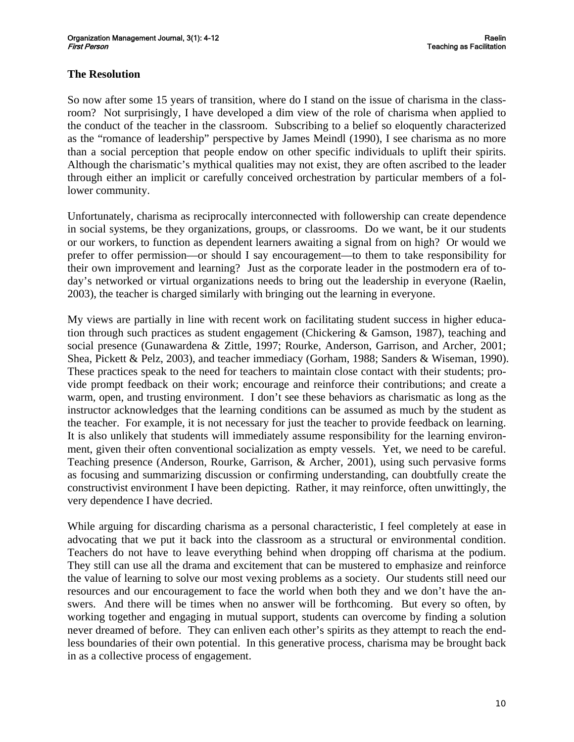## The Resolution

So now after some 15 years of transition, where do I stand on the issue of charisma in the classroom? Not surprisingly, I have developed a dim view of the role of charisma when applied to the conduct of the teacher in the classroom. Subscribing to a belief so eloquently characterized as the "romance of leadership" perspective by James Meindl (1990), I see charisma as no more than a social perception that people endow on other specific individuals to uplift their spirits. Although the charismatic's mythical qualities may not exist, they are often ascribed to the leader through either an implicit or carefully conceived orchestration by particular members of a follower community.

Unfortunately, charisma as reciprocally interconnected with followership can create dependence in social systems, be they organizations, groups, or classrooms. Do we want, be it our students or our workers, to function as dependent learners awaiting a signal from on high? Or would we prefer to offer permission—or should I say encouragement—to them to take responsibility for their own improvement and learning? Just as the corporate leader in the postmodern era of today's networked or virtual organizations needs to bring out the leadership in everyone (Raelin, 2003), the teacher is charged similarly with bringing out the learning in everyone.

My views are partially in line with recent work on facilitating student success in higher education through such practices as student engagement (Chickering & Gamson, 1987), teaching and social presence (Gunawardena & Zittle, 1997; Rourke, Anderson, Garrison, and Archer, 2001; Shea, Pickett & Pelz, 2003), and teacher immediacy (Gorham, 1988; Sanders & Wiseman, 1990). These practices speak to the need for teachers to maintain close contact with their students; provide prompt feedback on their work; encourage and reinforce their contributions; and create a warm, open, and trusting environment. I don't see these behaviors as charismatic as long as the instructor acknowledges that the learning conditions can be assumed as much by the student as the teacher. For example, it is not necessary for just the teacher to provide feedback on learning. It is also unlikely that students will immediately assume responsibility for the learning environment, given their often conventional socialization as empty vessels. Yet, we need to be careful. Teaching presence (Anderson, Rourke, Garrison, & Archer, 2001), using such pervasive forms as focusing and summarizing discussion or confirming understanding, can doubtfully create the constructivist environment I have been depicting. Rather, it may reinforce, often unwittingly, the very dependence I have decried.

While arguing for discarding charisma as a personal characteristic, I feel completely at ease in advocating that we put it back into the classroom as a structural or environmental condition. Teachers do not have to leave everything behind when dropping off charisma at the podium. They still can use all the drama and excitement that can be mustered to emphasize and reinforce the value of learning to solve our most vexing problems as a society. Our students still need our resources and our encouragement to face the world when both they and we don't have the answers. And there will be times when no answer will be forthcoming. But every so often, by working together and engaging in mutual support, students can overcome by finding a solution never dreamed of before. They can enliven each other's spirits as they attempt to reach the endless boundaries of their own potential. In this generative process, charisma may be brought back in as a collective process of engagement.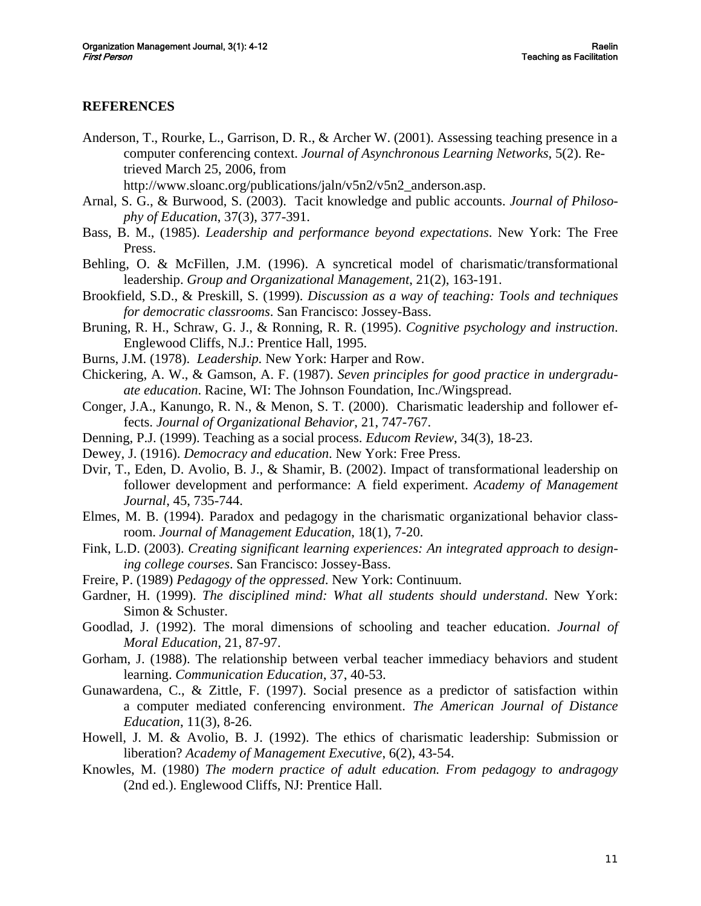## REFERENCES

Anderson, T., Rourke, L., Garrison, D. R., & Archer W. (2001). Assessing teaching presence in a computer conferencing context. *Journal of Asynchronous Learning Networks*, 5(2). Retrieved March 25, 2006, from http://www.sloanc.org/publications/jaln/v5n2/v5n2_anderson.asp.

Arnal, S. G., & Burwood, S. (2003). Tacit knowledge and public accounts. *Journal of Philosophy of Education*, 37(3), 377-391.

Bass, B. M., (1985). *Leadership and performance beyond expectations*. New York: The Free Press.

Behling, O. & McFillen, J.M. (1996). A syncretical model of charismatic/transformational leadership. *Group and Organizational Management*, 21(2), 163-191.

Brookfield, S.D., & Preskill, S. (1999). *Discussion as a way of teaching: Tools and techniques for democratic classrooms*. San Francisco: Jossey-Bass.

Bruning, R. H., Schraw, G. J., & Ronning, R. R. (1995). *Cognitive psychology and instruction*. Englewood Cliffs, N.J.: Prentice Hall, 1995.

Burns, J.M. (1978). *Leadership*. New York: Harper and Row.

Chickering, A. W., & Gamson, A. F. (1987). *Seven principles for good practice in undergraduate education*. Racine, WI: The Johnson Foundation, Inc./Wingspread.

Conger, J.A., Kanungo, R. N., & Menon, S. T. (2000). Charismatic leadership and follower effects. *Journal of Organizational Behavior*, 21, 747-767.

Denning, P.J. (1999). Teaching as a social process. *Educom Review*, 34(3), 18-23.

Dewey, J. (1916). *Democracy and education*. New York: Free Press.

Dvir, T., Eden, D. Avolio, B. J., & Shamir, B. (2002). Impact of transformational leadership on follower development and performance: A field experiment. *Academy of Management Journal*, 45, 735-744.

Elmes, M. B. (1994). Paradox and pedagogy in the charismatic organizational behavior classroom. *Journal of Management Education*, 18(1), 7-20.

Fink, L.D. (2003). *Creating significant learning experiences: An integrated approach to designing college courses*. San Francisco: Jossey-Bass.

Freire, P. (1989) *Pedagogy of the oppressed*. New York: Continuum.

Gardner, H. (1999). *The disciplined mind: What all students should understand*. New York: Simon & Schuster.

Goodlad, J. (1992). The moral dimensions of schooling and teacher education. *Journal of Moral Education*, 21, 87-97.

Gorham, J. (1988). The relationship between verbal teacher immediacy behaviors and student learning. *Communication Education*, 37, 40-53.

Gunawardena, C., & Zittle, F. (1997). Social presence as a predictor of satisfaction within a computer mediated conferencing environment. *The American Journal of Distance Education*, 11(3), 8-26.

Howell, J. M. & Avolio, B. J. (1992). The ethics of charismatic leadership: Submission or liberation? *Academy of Management Executive*, 6(2), 43-54.

Knowles, M. (1980) *The modern practice of adult education. From pedagogy to andragogy* (2nd ed.). Englewood Cliffs, NJ: Prentice Hall.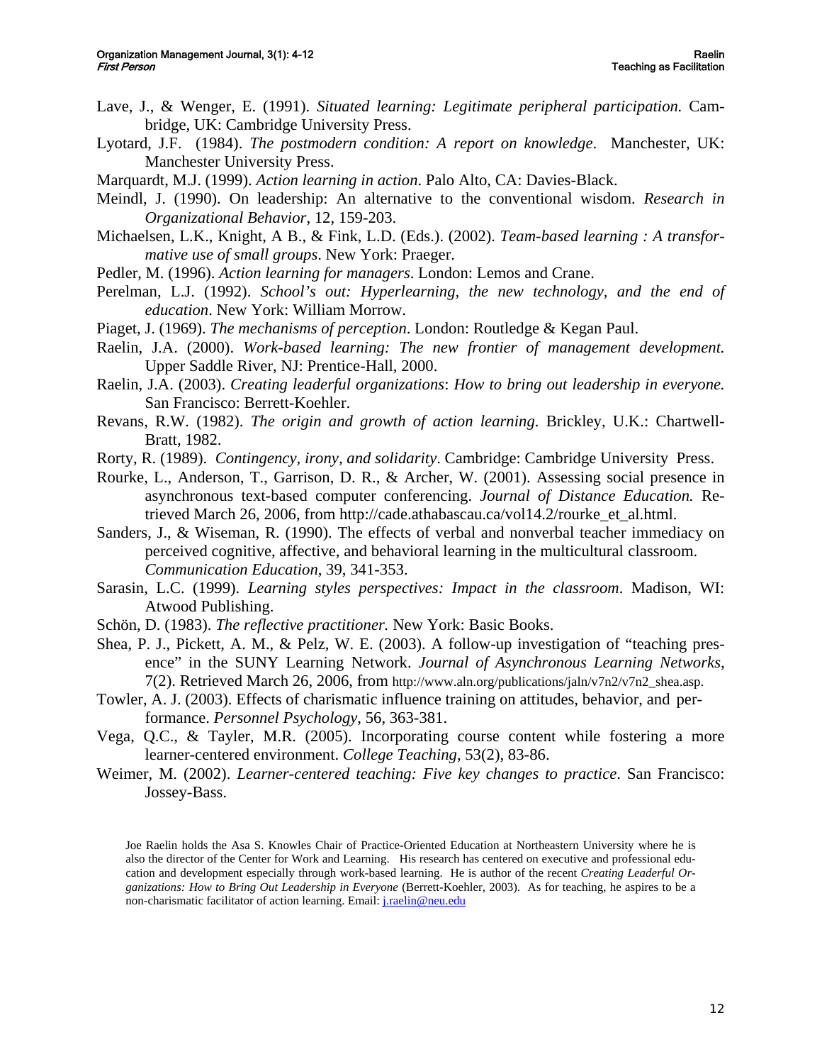Lave, J., & Wenger, E. (1991). *Situated learning: Legitimate peripheral participation.* Cambridge, UK: Cambridge University Press.

Lyotard, J.F. (1984). *The postmodern condition: A report on knowledge*. Manchester, UK: Manchester University Press.

Marquardt, M.J. (1999). *Action learning in action*. Palo Alto, CA: Davies-Black.

Meindl, J. (1990). On leadership: An alternative to the conventional wisdom. *Research in Organizational Behavior*, 12, 159-203.

Michaelsen, L.K., Knight, A B., & Fink, L.D. (Eds.). (2002). *Team-based learning : A transformative use of small groups*. New York: Praeger.

Pedler, M. (1996). *Action learning for managers*. London: Lemos and Crane.

Perelman, L.J. (1992). *School's out: Hyperlearning, the new technology, and the end of education*. New York: William Morrow.

Piaget, J. (1969). *The mechanisms of perception*. London: Routledge & Kegan Paul.

Raelin, J.A. (2000). *Work-based learning: The new frontier of management development.* Upper Saddle River, NJ: Prentice-Hall, 2000.

Raelin, J.A. (2003). *Creating leaderful organizations*: *How to bring out leadership in everyone.* San Francisco: Berrett-Koehler.

Revans, R.W. (1982). *The origin and growth of action learning*. Brickley, U.K.: Chartwell-Bratt, 1982.

Rorty, R. (1989). *Contingency, irony, and solidarity*. Cambridge: Cambridge University Press.

Rourke, L., Anderson, T., Garrison, D. R., & Archer, W. (2001). Assessing social presence in asynchronous text-based computer conferencing. *Journal of Distance Education.* Retrieved March 26, 2006, from http://cade.athabascau.ca/vol14.2/rourke_et_al.html.

Sanders, J., & Wiseman, R. (1990). The effects of verbal and nonverbal teacher immediacy on perceived cognitive, affective, and behavioral learning in the multicultural classroom. *Communication Education*, 39, 341-353.

Sarasin, L.C. (1999). *Learning styles perspectives: Impact in the classroom*. Madison, WI: Atwood Publishing.

Schön, D. (1983). *The reflective practitioner.* New York: Basic Books.

Shea, P. J., Pickett, A. M., & Pelz, W. E. (2003). A follow-up investigation of "teaching presence" in the SUNY Learning Network. *Journal of Asynchronous Learning Networks*, 7(2). Retrieved March 26, 2006, from http://www.aln.org/publications/jaln/v7n2/v7n2_shea.asp.

Towler, A. J. (2003). Effects of charismatic influence training on attitudes, behavior, and performance. *Personnel Psychology*, 56, 363-381.

Vega, Q.C., & Tayler, M.R. (2005). Incorporating course content while fostering a more learner-centered environment. *College Teaching*, 53(2), 83-86.

Weimer, M. (2002). *Learner-centered teaching: Five key changes to practice*. San Francisco: Jossey-Bass.

Joe Raelin holds the Asa S. Knowles Chair of Practice-Oriented Education at Northeastern University where he is also the director of the Center for Work and Learning. His research has centered on executive and professional education and development especially through work-based learning. He is author of the recent *Creating Leaderful Organizations: How to Bring Out Leadership in Everyone* (Berrett-Koehler, 2003). As for teaching, he aspires to be a non-charismatic facilitator of action learning. Email: j.raelin@neu.edu